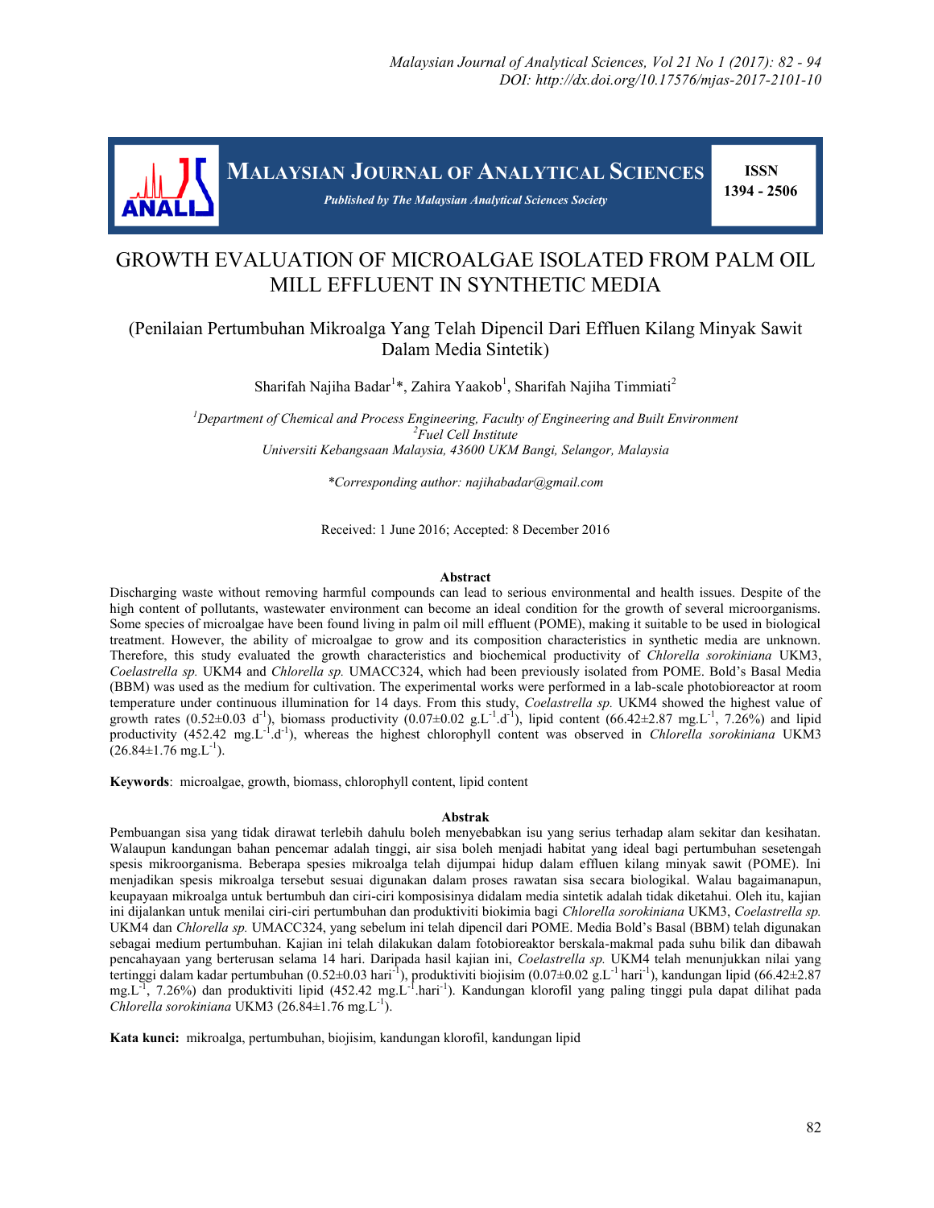# GROWTH EVALUATION OF MICROALGAE ISOLATED FROM PALM OIL MILL EFFLUENT IN SYNTHETIC MEDIA

## (Penilaian Pertumbuhan Mikroalga Yang Telah Dipencil Dari Effluen Kilang Minyak Sawit Dalam Media Sintetik)

Sharifah Najiha Badar[1]*, Zahira Yaakob[1], Sharifah Najiha Timmiati[2]

[1]*Department of Chemical and Process Engineering, Faculty of Engineering and Built Environment*
[2]*Fuel Cell Institute*
*Universiti Kebangsaan Malaysia, 43600 UKM Bangi, Selangor, Malaysia*

*\*Corresponding author: najihabadar@gmail.com*

Received: 1 June 2016; Accepted: 8 December 2016

### Abstract

Discharging waste without removing harmful compounds can lead to serious environmental and health issues. Despite of the high content of pollutants, wastewater environment can become an ideal condition for the growth of several microorganisms. Some species of microalgae have been found living in palm oil mill effluent (POME), making it suitable to be used in biological treatment. However, the ability of microalgae to grow and its composition characteristics in synthetic media are unknown. Therefore, this study evaluated the growth characteristics and biochemical productivity of *Chlorella sorokiniana* UKM3, *Coelastrella sp.* UKM4 and *Chlorella sp.* UMACC324, which had been previously isolated from POME. Bold's Basal Media (BBM) was used as the medium for cultivation. The experimental works were performed in a lab-scale photobioreactor at room temperature under continuous illumination for 14 days. From this study, *Coelastrella sp.* UKM4 showed the highest value of growth rates (0.52±0.03 $d^{-1}$), biomass productivity (0.07±0.02 $g.L^{-1}.d^{-1}$), lipid content (66.42±2.87 $mg.L^{-1}$, 7.26%) and lipid productivity (452.42 $mg.L^{-1}.d^{-1}$), whereas the highest chlorophyll content was observed in *Chlorella sorokiniana* UKM3 (26.84±1.76 $mg.L^{-1}$).

**Keywords**: microalgae, growth, biomass, chlorophyll content, lipid content

### Abstrak

Pembuangan sisa yang tidak dirawat terlebih dahulu boleh menyebabkan isu yang serius terhadap alam sekitar dan kesihatan. Walaupun kandungan bahan pencemar adalah tinggi, air sisa boleh menjadi habitat yang ideal bagi pertumbuhan sesetengah spesis mikroorganisma. Beberapa spesies mikroalga telah dijumpai hidup dalam effluen kilang minyak sawit (POME). Ini menjadikan spesis mikroalga tersebut sesuai digunakan dalam proses rawatan sisa secara biologikal. Walau bagaimanapun, keupayaan mikroalga untuk bertumbuh dan ciri-ciri komposisinya didalam media sintetik adalah tidak diketahui. Oleh itu, kajian ini dijalankan untuk menilai ciri-ciri pertumbuhan dan produktiviti biokimia bagi *Chlorella sorokiniana* UKM3, *Coelastrella sp.* UKM4 dan *Chlorella sp.* UMACC324, yang sebelum ini telah dipencil dari POME. Media Bold's Basal (BBM) telah digunakan sebagai medium pertumbuhan. Kajian ini telah dilakukan dalam fotobioreaktor berskala-makmal pada suhu bilik dan dibawah pencahayaan yang berterusan selama 14 hari. Daripada hasil kajian ini, *Coelastrella sp.* UKM4 telah menunjukkan nilai yang tertinggi dalam kadar pertumbuhan (0.52±0.03 $hari^{-1}$), produktiviti biojisim (0.07±0.02 $g.L^{-1}$ $hari^{-1}$), kandungan lipid (66.42±2.87 $mg.L^{-1}$, 7.26%) dan produktiviti lipid (452.42 $mg.L^{-1}.hari^{-1}$). Kandungan klorofil yang paling tinggi pula dapat dilihat pada *Chlorella sorokiniana* UKM3 (26.84±1.76 $mg.L^{-1}$).

**Kata kunci:** mikroalga, pertumbuhan, biojisim, kandungan klorofil, kandungan lipid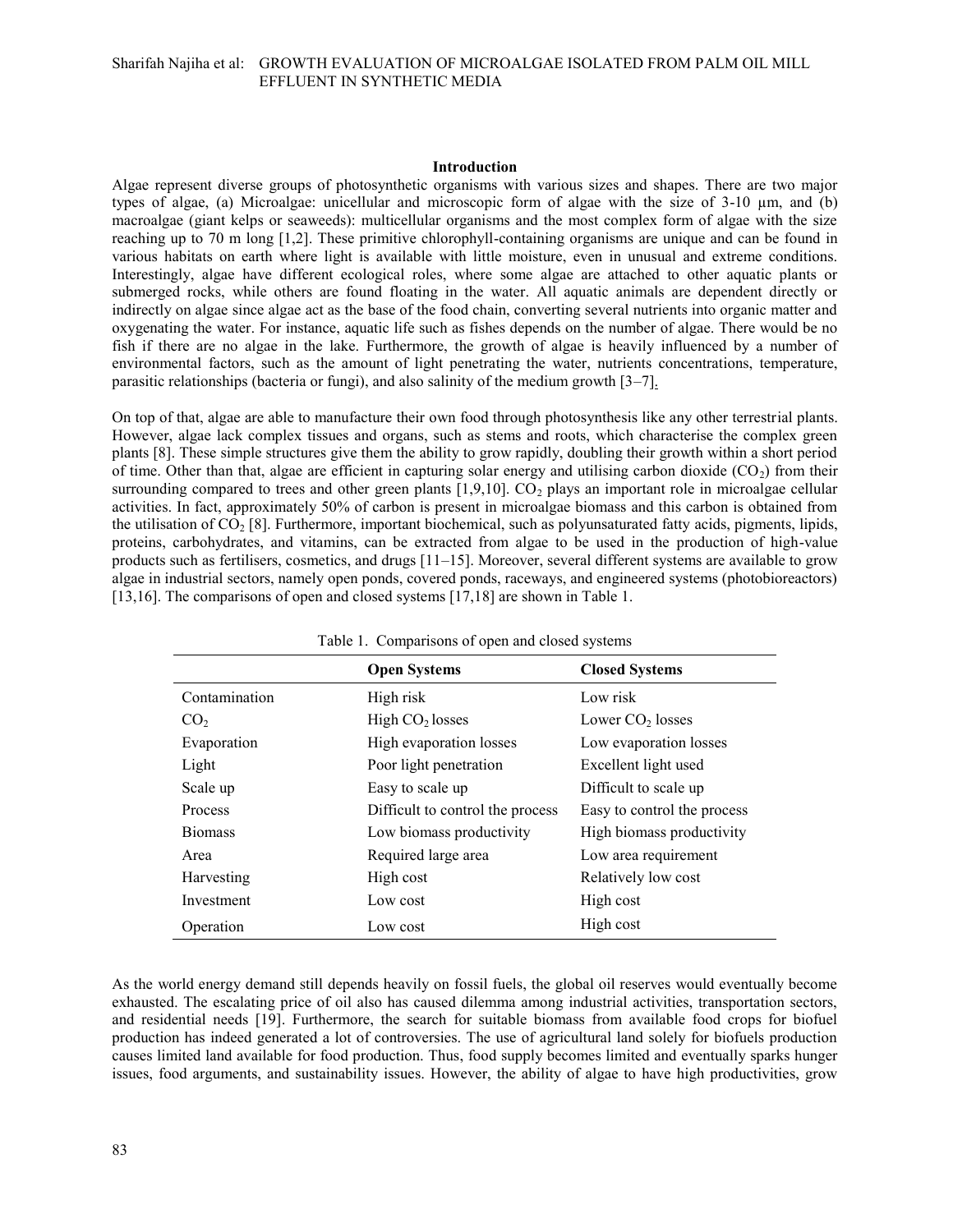## Introduction

Algae represent diverse groups of photosynthetic organisms with various sizes and shapes. There are two major types of algae, (a) Microalgae: unicellular and microscopic form of algae with the size of 3-10 µm, and (b) macroalgae (giant kelps or seaweeds): multicellular organisms and the most complex form of algae with the size reaching up to 70 m long [1,2]. These primitive chlorophyll-containing organisms are unique and can be found in various habitats on earth where light is available with little moisture, even in unusual and extreme conditions. Interestingly, algae have different ecological roles, where some algae are attached to other aquatic plants or submerged rocks, while others are found floating in the water. All aquatic animals are dependent directly or indirectly on algae since algae act as the base of the food chain, converting several nutrients into organic matter and oxygenating the water. For instance, aquatic life such as fishes depends on the number of algae. There would be no fish if there are no algae in the lake. Furthermore, the growth of algae is heavily influenced by a number of environmental factors, such as the amount of light penetrating the water, nutrients concentrations, temperature, parasitic relationships (bacteria or fungi), and also salinity of the medium growth [3–7].

On top of that, algae are able to manufacture their own food through photosynthesis like any other terrestrial plants. However, algae lack complex tissues and organs, such as stems and roots, which characterise the complex green plants [8]. These simple structures give them the ability to grow rapidly, doubling their growth within a short period of time. Other than that, algae are efficient in capturing solar energy and utilising carbon dioxide ($CO_2$) from their surrounding compared to trees and other green plants [1,9,10]. $CO_2$ plays an important role in microalgae cellular activities. In fact, approximately 50% of carbon is present in microalgae biomass and this carbon is obtained from the utilisation of $CO_2$ [8]. Furthermore, important biochemical, such as polyunsaturated fatty acids, pigments, lipids, proteins, carbohydrates, and vitamins, can be extracted from algae to be used in the production of high-value products such as fertilisers, cosmetics, and drugs [11–15]. Moreover, several different systems are available to grow algae in industrial sectors, namely open ponds, covered ponds, raceways, and engineered systems (photobioreactors) [13,16]. The comparisons of open and closed systems [17,18] are shown in Table 1.

Table 1. Comparisons of open and closed systems

| | Open Systems | Closed Systems |
|---|---|---|
| Contamination | High risk | Low risk |
| $CO_2$ | High $CO_2$ losses | Lower $CO_2$ losses |
| Evaporation | High evaporation losses | Low evaporation losses |
| Light | Poor light penetration | Excellent light used |
| Scale up | Easy to scale up | Difficult to scale up |
| Process | Difficult to control the process | Easy to control the process |
| Biomass | Low biomass productivity | High biomass productivity |
| Area | Required large area | Low area requirement |
| Harvesting | High cost | Relatively low cost |
| Investment | Low cost | High cost |
| Operation | Low cost | High cost |

As the world energy demand still depends heavily on fossil fuels, the global oil reserves would eventually become exhausted. The escalating price of oil also has caused dilemma among industrial activities, transportation sectors, and residential needs [19]. Furthermore, the search for suitable biomass from available food crops for biofuel production has indeed generated a lot of controversies. The use of agricultural land solely for biofuels production causes limited land available for food production. Thus, food supply becomes limited and eventually sparks hunger issues, food arguments, and sustainability issues. However, the ability of algae to have high productivities, grow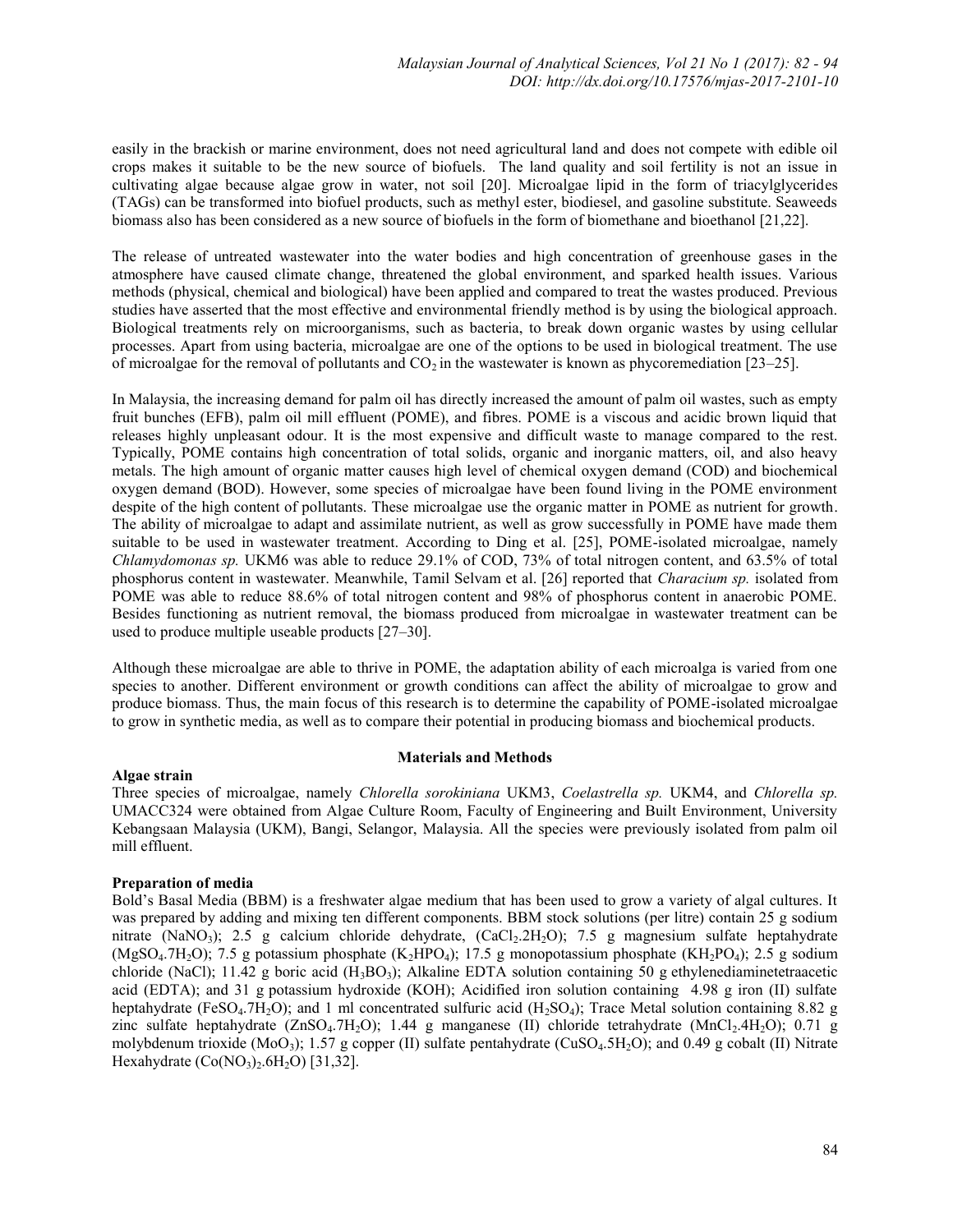easily in the brackish or marine environment, does not need agricultural land and does not compete with edible oil crops makes it suitable to be the new source of biofuels. The land quality and soil fertility is not an issue in cultivating algae because algae grow in water, not soil [20]. Microalgae lipid in the form of triacylglycerides (TAGs) can be transformed into biofuel products, such as methyl ester, biodiesel, and gasoline substitute. Seaweeds biomass also has been considered as a new source of biofuels in the form of biomethane and bioethanol [21,22].

The release of untreated wastewater into the water bodies and high concentration of greenhouse gases in the atmosphere have caused climate change, threatened the global environment, and sparked health issues. Various methods (physical, chemical and biological) have been applied and compared to treat the wastes produced. Previous studies have asserted that the most effective and environmental friendly method is by using the biological approach. Biological treatments rely on microorganisms, such as bacteria, to break down organic wastes by using cellular processes. Apart from using bacteria, microalgae are one of the options to be used in biological treatment. The use of microalgae for the removal of pollutants and $CO_2$ in the wastewater is known as phycoremediation [23–25].

In Malaysia, the increasing demand for palm oil has directly increased the amount of palm oil wastes, such as empty fruit bunches (EFB), palm oil mill effluent (POME), and fibres. POME is a viscous and acidic brown liquid that releases highly unpleasant odour. It is the most expensive and difficult waste to manage compared to the rest. Typically, POME contains high concentration of total solids, organic and inorganic matters, oil, and also heavy metals. The high amount of organic matter causes high level of chemical oxygen demand (COD) and biochemical oxygen demand (BOD). However, some species of microalgae have been found living in the POME environment despite of the high content of pollutants. These microalgae use the organic matter in POME as nutrient for growth. The ability of microalgae to adapt and assimilate nutrient, as well as grow successfully in POME have made them suitable to be used in wastewater treatment. According to Ding et al. [25], POME-isolated microalgae, namely *Chlamydomonas sp.* UKM6 was able to reduce 29.1% of COD, 73% of total nitrogen content, and 63.5% of total phosphorus content in wastewater. Meanwhile, Tamil Selvam et al. [26] reported that *Characium sp.* isolated from POME was able to reduce 88.6% of total nitrogen content and 98% of phosphorus content in anaerobic POME. Besides functioning as nutrient removal, the biomass produced from microalgae in wastewater treatment can be used to produce multiple useable products [27–30].

Although these microalgae are able to thrive in POME, the adaptation ability of each microalga is varied from one species to another. Different environment or growth conditions can affect the ability of microalgae to grow and produce biomass. Thus, the main focus of this research is to determine the capability of POME-isolated microalgae to grow in synthetic media, as well as to compare their potential in producing biomass and biochemical products.

## Materials and Methods

### Algae strain

Three species of microalgae, namely *Chlorella sorokiniana* UKM3, *Coelastrella sp.* UKM4, and *Chlorella sp.* UMACC324 were obtained from Algae Culture Room, Faculty of Engineering and Built Environment, University Kebangsaan Malaysia (UKM), Bangi, Selangor, Malaysia. All the species were previously isolated from palm oil mill effluent.

### Preparation of media

Bold's Basal Media (BBM) is a freshwater algae medium that has been used to grow a variety of algal cultures. It was prepared by adding and mixing ten different components. BBM stock solutions (per litre) contain 25 g sodium nitrate ($NaNO_3$); 2.5 g calcium chloride dehydrate, ($CaCl_2.2H_2O$); 7.5 g magnesium sulfate heptahydrate ($MgSO_4.7H_2O$); 7.5 g potassium phosphate ($K_2HPO_4$); 17.5 g monopotassium phosphate ($KH_2PO_4$); 2.5 g sodium chloride ($NaCl$); 11.42 g boric acid ($H_3BO_3$); Alkaline EDTA solution containing 50 g ethylenediaminetetraacetic acid (EDTA); and 31 g potassium hydroxide ($KOH$); Acidified iron solution containing 4.98 g iron (II) sulfate heptahydrate ($FeSO_4.7H_2O$); and 1 ml concentrated sulfuric acid ($H_2SO_4$); Trace Metal solution containing 8.82 g zinc sulfate heptahydrate ($ZnSO_4.7H_2O$); 1.44 g manganese (II) chloride tetrahydrate ($MnCl_2.4H_2O$); 0.71 g molybdenum trioxide ($MoO_3$); 1.57 g copper (II) sulfate pentahydrate ($CuSO_4.5H_2O$); and 0.49 g cobalt (II) Nitrate Hexahydrate ($Co(NO_3)_2.6H_2O$) [31,32].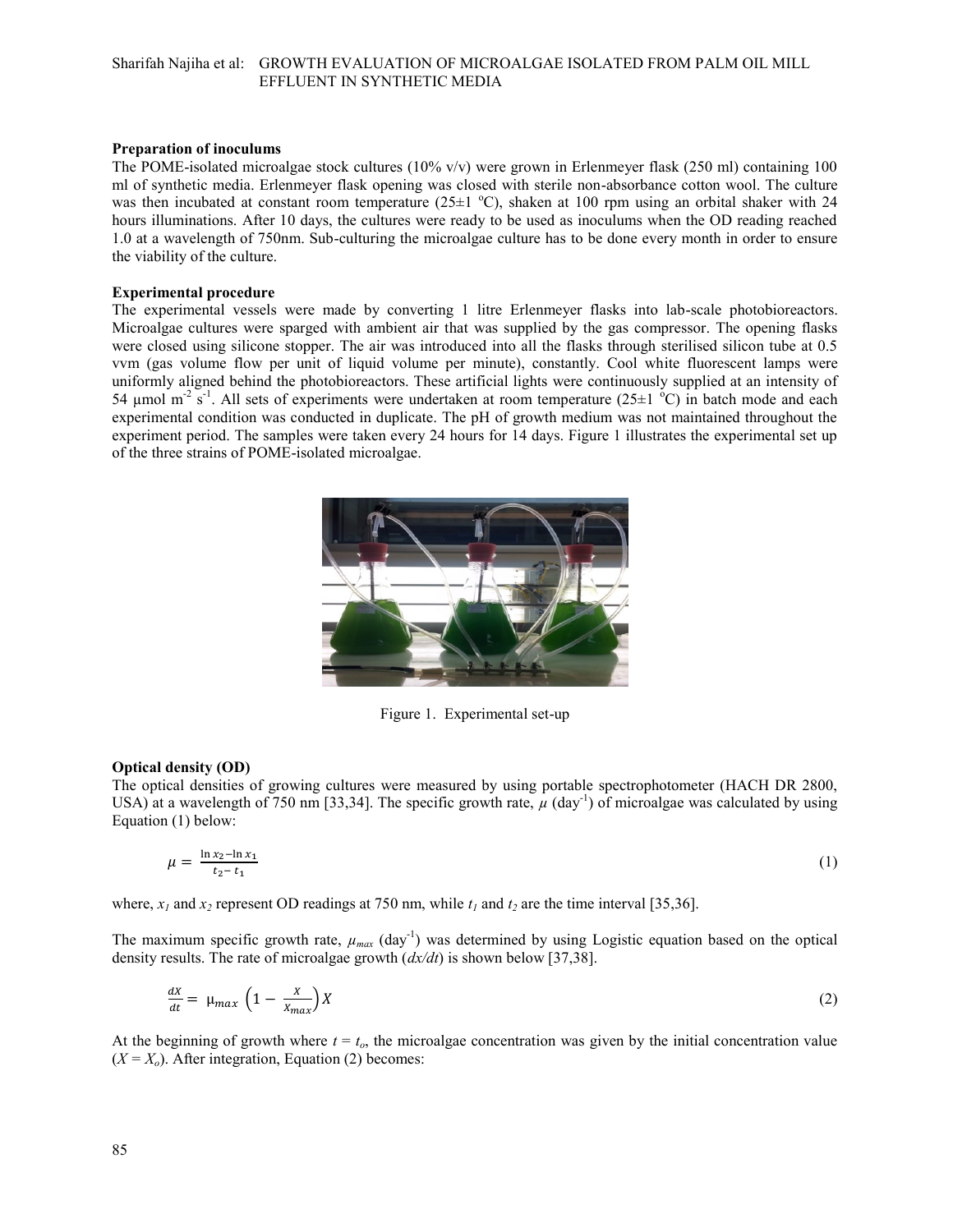**Preparation of inoculums**

The POME-isolated microalgae stock cultures (10% v/v) were grown in Erlenmeyer flask (250 ml) containing 100 ml of synthetic media. Erlenmeyer flask opening was closed with sterile non-absorbance cotton wool. The culture was then incubated at constant room temperature (25±1 °C), shaken at 100 rpm using an orbital shaker with 24 hours illuminations. After 10 days, the cultures were ready to be used as inoculums when the OD reading reached 1.0 at a wavelength of 750nm. Sub-culturing the microalgae culture has to be done every month in order to ensure the viability of the culture.

**Experimental procedure**

The experimental vessels were made by converting 1 litre Erlenmeyer flasks into lab-scale photobioreactors. Microalgae cultures were sparged with ambient air that was supplied by the gas compressor. The opening flasks were closed using silicone stopper. The air was introduced into all the flasks through sterilised silicon tube at 0.5 vvm (gas volume flow per unit of liquid volume per minute), constantly. Cool white fluorescent lamps were uniformly aligned behind the photobioreactors. These artificial lights were continuously supplied at an intensity of 54 µmol $m^{-2}$ $s^{-1}$. All sets of experiments were undertaken at room temperature (25±1 °C) in batch mode and each experimental condition was conducted in duplicate. The pH of growth medium was not maintained throughout the experiment period. The samples were taken every 24 hours for 14 days. Figure 1 illustrates the experimental set up of the three strains of POME-isolated microalgae.

Figure 1. Experimental set-up

**Optical density (OD)**

The optical densities of growing cultures were measured by using portable spectrophotometer (HACH DR 2800, USA) at a wavelength of 750 nm [33,34]. The specific growth rate, $\mu$ ($day^{-1}$) of microalgae was calculated by using Equation (1) below:

$$\mu = \frac{\ln x_2 - \ln x_1}{t_2 - t_1} \tag{1}$$

where, $x_1$ and $x_2$ represent OD readings at 750 nm, while $t_1$ and $t_2$ are the time interval [35,36].

The maximum specific growth rate, $\mu_{max}$ ($day^{-1}$) was determined by using Logistic equation based on the optical density results. The rate of microalgae growth ($dx/dt$) is shown below [37,38].

$$\frac{dX}{dt} = \mu_{max}\left(1 - \frac{X}{X_{max}}\right)X \tag{2}$$

At the beginning of growth where $t = t_o$, the microalgae concentration was given by the initial concentration value ($X = X_o$). After integration, Equation (2) becomes: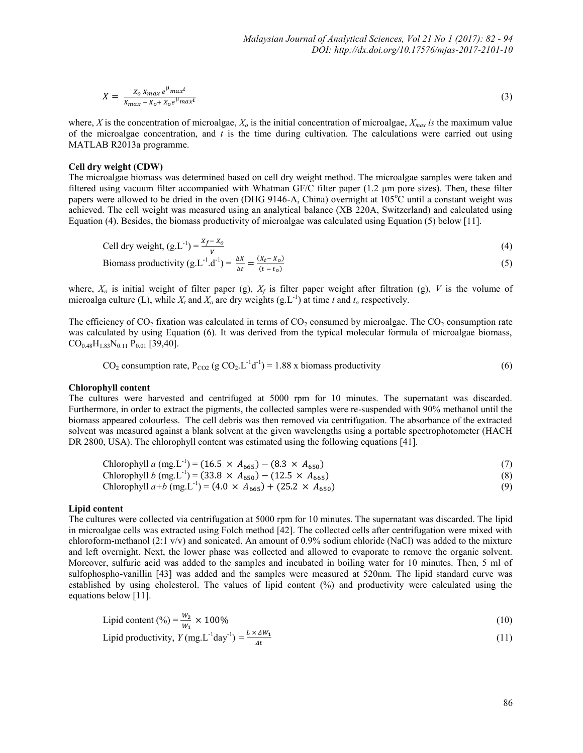$$X = \frac{X_o\, X_{max}\, e^{\mu_{max} t}}{X_{max} - X_o + X_o e^{\mu_{max} t}} \tag{3}$$

where, $X$ is the concentration of microalgae, $X_o$ is the initial concentration of microalgae, $X_{max}$ *is* the maximum value of the microalgae concentration, and $t$ is the time during cultivation. The calculations were carried out using MATLAB R2013a programme.

**Cell dry weight (CDW)**

The microalgae biomass was determined based on cell dry weight method. The microalgae samples were taken and filtered using vacuum filter accompanied with Whatman GF/C filter paper (1.2 µm pore sizes). Then, these filter papers were allowed to be dried in the oven (DHG 9146-A, China) overnight at 105°C until a constant weight was achieved. The cell weight was measured using an analytical balance (XB 220A, Switzerland) and calculated using Equation (4). Besides, the biomass productivity of microalgae was calculated using Equation (5) below [11].

$$\text{Cell dry weight, } (\text{g.L}^{-1}) = \frac{X_f - X_o}{V} \tag{4}$$

$$\text{Biomass productivity } (\text{g.L}^{-1}.\text{d}^{-1}) = \frac{\Delta X}{\Delta t} = \frac{(X_t - X_o)}{(t - t_o)} \tag{5}$$

where, $X_o$ is initial weight of filter paper (g), $X_f$ is filter paper weight after filtration (g), $V$ is the volume of microalga culture (L), while $X_t$ and $X_o$ are dry weights (g.L$^{-1}$) at time $t$ and $t_o$ respectively.

The efficiency of $CO_2$ fixation was calculated in terms of $CO_2$ consumed by microalgae. The $CO_2$ consumption rate was calculated by using Equation (6). It was derived from the typical molecular formula of microalgae biomass, $CO_{0.48}H_{1.83}N_{0.11}P_{0.01}$ [39,40].

$$CO_2 \text{ consumption rate, } P_{CO_2} (\text{g } CO_2.\text{L}^{-1}\text{d}^{-1}) = 1.88 \times \text{biomass productivity} \tag{6}$$

**Chlorophyll content**

The cultures were harvested and centrifuged at 5000 rpm for 10 minutes. The supernatant was discarded. Furthermore, in order to extract the pigments, the collected samples were re-suspended with 90% methanol until the biomass appeared colourless. The cell debris was then removed via centrifugation. The absorbance of the extracted solvent was measured against a blank solvent at the given wavelengths using a portable spectrophotometer (HACH DR 2800, USA). The chlorophyll content was estimated using the following equations [41].

$$\text{Chlorophyll } a \text{ (mg.L}^{-1}) = (16.5 \times A_{665}) - (8.3 \times A_{650}) \tag{7}$$

$$\text{Chlorophyll } b \text{ (mg.L}^{-1}) = (33.8 \times A_{650}) - (12.5 \times A_{665}) \tag{8}$$

$$\text{Chlorophyll } a{+}b \text{ (mg.L}^{-1}) = (4.0 \times A_{665}) + (25.2 \times A_{650}) \tag{9}$$

**Lipid content**

The cultures were collected via centrifugation at 5000 rpm for 10 minutes. The supernatant was discarded. The lipid in microalgae cells was extracted using Folch method [42]. The collected cells after centrifugation were mixed with chloroform-methanol (2:1 v/v) and sonicated. An amount of 0.9% sodium chloride (NaCl) was added to the mixture and left overnight. Next, the lower phase was collected and allowed to evaporate to remove the organic solvent. Moreover, sulfuric acid was added to the samples and incubated in boiling water for 10 minutes. Then, 5 ml of sulfophospho-vanillin [43] was added and the samples were measured at 520nm. The lipid standard curve was established by using cholesterol. The values of lipid content (%) and productivity were calculated using the equations below [11].

$$\text{Lipid content (\%)} = \frac{W_2}{W_1} \times 100\% \tag{10}$$

$$\text{Lipid productivity, } Y \text{ (mg.L}^{-1}\text{day}^{-1}) = \frac{L \times \Delta W_1}{\Delta t} \tag{11}$$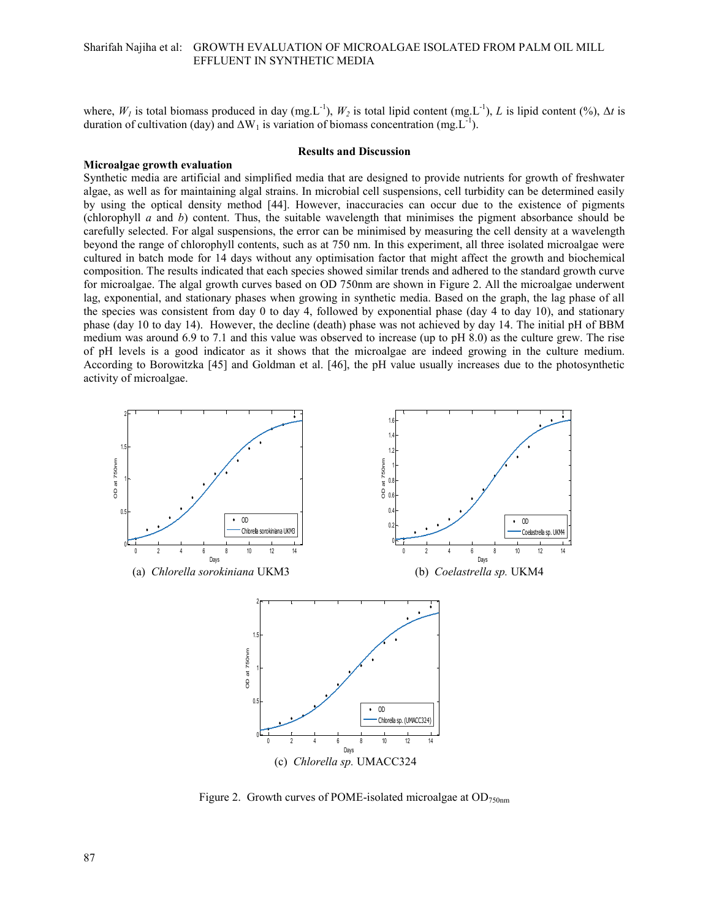where, $W_1$ is total biomass produced in day (mg.L$^{-1}$), $W_2$ is total lipid content (mg.L$^{-1}$), $L$ is lipid content (%), $\Delta t$ is duration of cultivation (day) and $\Delta W_1$ is variation of biomass concentration (mg.L$^{-1}$).

## Results and Discussion

### Microalgae growth evaluation

Synthetic media are artificial and simplified media that are designed to provide nutrients for growth of freshwater algae, as well as for maintaining algal strains. In microbial cell suspensions, cell turbidity can be determined easily by using the optical density method [44]. However, inaccuracies can occur due to the existence of pigments (chlorophyll *a* and *b*) content. Thus, the suitable wavelength that minimises the pigment absorbance should be carefully selected. For algal suspensions, the error can be minimised by measuring the cell density at a wavelength beyond the range of chlorophyll contents, such as at 750 nm. In this experiment, all three isolated microalgae were cultured in batch mode for 14 days without any optimisation factor that might affect the growth and biochemical composition. The results indicated that each species showed similar trends and adhered to the standard growth curve for microalgae. The algal growth curves based on OD 750nm are shown in Figure 2. All the microalgae underwent lag, exponential, and stationary phases when growing in synthetic media. Based on the graph, the lag phase of all the species was consistent from day 0 to day 4, followed by exponential phase (day 4 to day 10), and stationary phase (day 10 to day 14). However, the decline (death) phase was not achieved by day 14. The initial pH of BBM medium was around 6.9 to 7.1 and this value was observed to increase (up to pH 8.0) as the culture grew. The rise of pH levels is a good indicator as it shows that the microalgae are indeed growing in the culture medium. According to Borowitzka [45] and Goldman et al. [46], the pH value usually increases due to the photosynthetic activity of microalgae.

(a) *Chlorella sorokiniana* UKM3

(b) *Coelastrella sp.* UKM4

(c) *Chlorella sp.* UMACC324

Figure 2. Growth curves of POME-isolated microalgae at $OD_{750nm}$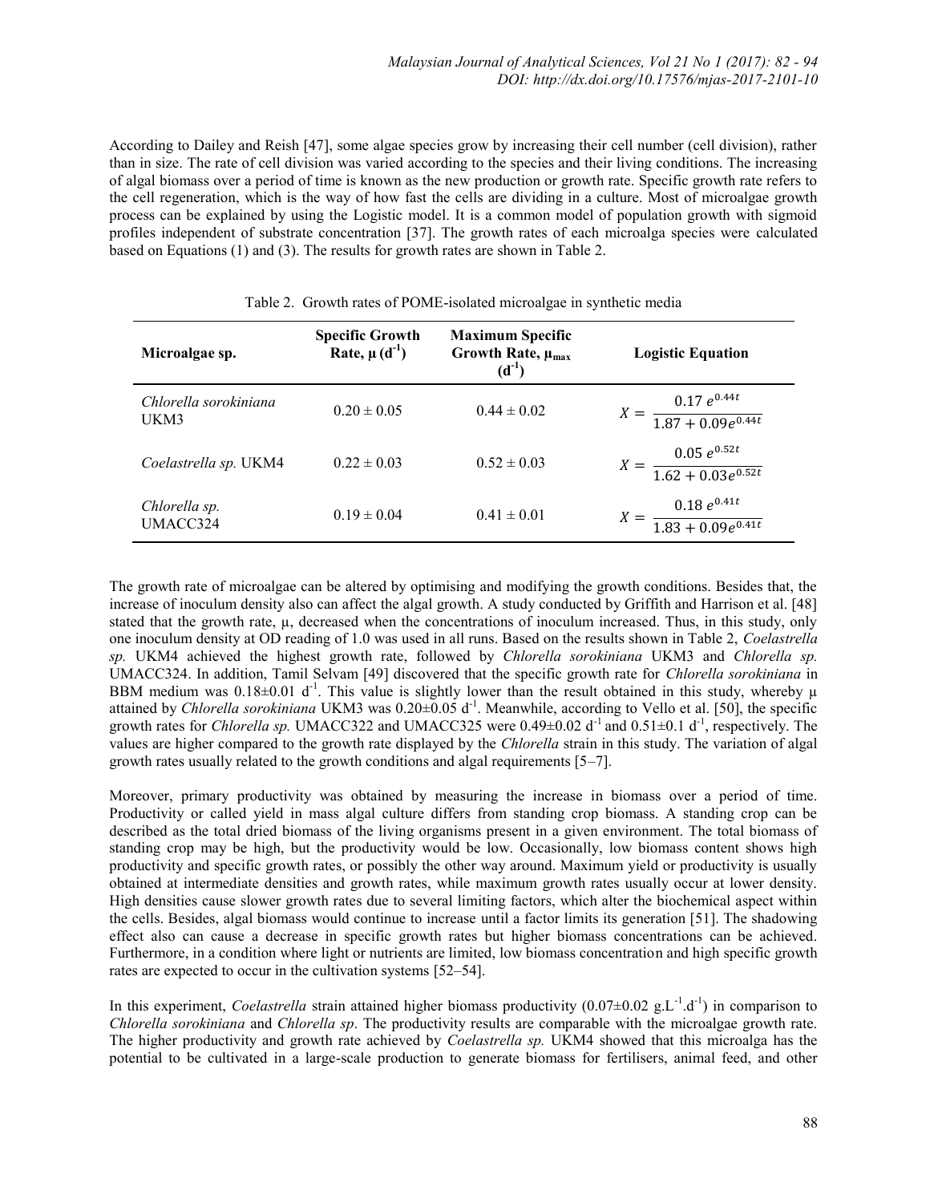According to Dailey and Reish [47], some algae species grow by increasing their cell number (cell division), rather than in size. The rate of cell division was varied according to the species and their living conditions. The increasing of algal biomass over a period of time is known as the new production or growth rate. Specific growth rate refers to the cell regeneration, which is the way of how fast the cells are dividing in a culture. Most of microalgae growth process can be explained by using the Logistic model. It is a common model of population growth with sigmoid profiles independent of substrate concentration [37]. The growth rates of each microalga species were calculated based on Equations (1) and (3). The results for growth rates are shown in Table 2.

Table 2. Growth rates of POME-isolated microalgae in synthetic media

| Microalgae sp. | Specific Growth Rate, $\mu$ ($d^{-1}$) | Maximum Specific Growth Rate, $\mu_{max}$ ($d^{-1}$) | Logistic Equation |
|---|---|---|---|
| *Chlorella sorokiniana* UKM3 | 0.20 ± 0.05 | 0.44 ± 0.02 | $X = \frac{0.17\ e^{0.44t}}{1.87 + 0.09e^{0.44t}}$ |
| *Coelastrella sp.* UKM4 | 0.22 ± 0.03 | 0.52 ± 0.03 | $X = \frac{0.05\ e^{0.52t}}{1.62 + 0.03e^{0.52t}}$ |
| *Chlorella sp.* UMACC324 | 0.19 ± 0.04 | 0.41 ± 0.01 | $X = \frac{0.18\ e^{0.41t}}{1.83 + 0.09e^{0.41t}}$ |

The growth rate of microalgae can be altered by optimising and modifying the growth conditions. Besides that, the increase of inoculum density also can affect the algal growth. A study conducted by Griffith and Harrison et al. [48] stated that the growth rate, $\mu$, decreased when the concentrations of inoculum increased. Thus, in this study, only one inoculum density at OD reading of 1.0 was used in all runs. Based on the results shown in Table 2, *Coelastrella sp.* UKM4 achieved the highest growth rate, followed by *Chlorella sorokiniana* UKM3 and *Chlorella sp.* UMACC324. In addition, Tamil Selvam [49] discovered that the specific growth rate for *Chlorella sorokiniana* in BBM medium was 0.18±0.01 $d^{-1}$. This value is slightly lower than the result obtained in this study, whereby $\mu$ attained by *Chlorella sorokiniana* UKM3 was 0.20±0.05 $d^{-1}$. Meanwhile, according to Vello et al. [50], the specific growth rates for *Chlorella sp.* UMACC322 and UMACC325 were 0.49±0.02 $d^{-1}$ and 0.51±0.1 $d^{-1}$, respectively. The values are higher compared to the growth rate displayed by the *Chlorella* strain in this study. The variation of algal growth rates usually related to the growth conditions and algal requirements [5–7].

Moreover, primary productivity was obtained by measuring the increase in biomass over a period of time. Productivity or called yield in mass algal culture differs from standing crop biomass. A standing crop can be described as the total dried biomass of the living organisms present in a given environment. The total biomass of standing crop may be high, but the productivity would be low. Occasionally, low biomass content shows high productivity and specific growth rates, or possibly the other way around. Maximum yield or productivity is usually obtained at intermediate densities and growth rates, while maximum growth rates usually occur at lower density. High densities cause slower growth rates due to several limiting factors, which alter the biochemical aspect within the cells. Besides, algal biomass would continue to increase until a factor limits its generation [51]. The shadowing effect also can cause a decrease in specific growth rates but higher biomass concentrations can be achieved. Furthermore, in a condition where light or nutrients are limited, low biomass concentration and high specific growth rates are expected to occur in the cultivation systems [52–54].

In this experiment, *Coelastrella* strain attained higher biomass productivity (0.07±0.02 $g.L^{-1}.d^{-1}$) in comparison to *Chlorella sorokiniana* and *Chlorella sp*. The productivity results are comparable with the microalgae growth rate. The higher productivity and growth rate achieved by *Coelastrella sp.* UKM4 showed that this microalga has the potential to be cultivated in a large-scale production to generate biomass for fertilisers, animal feed, and other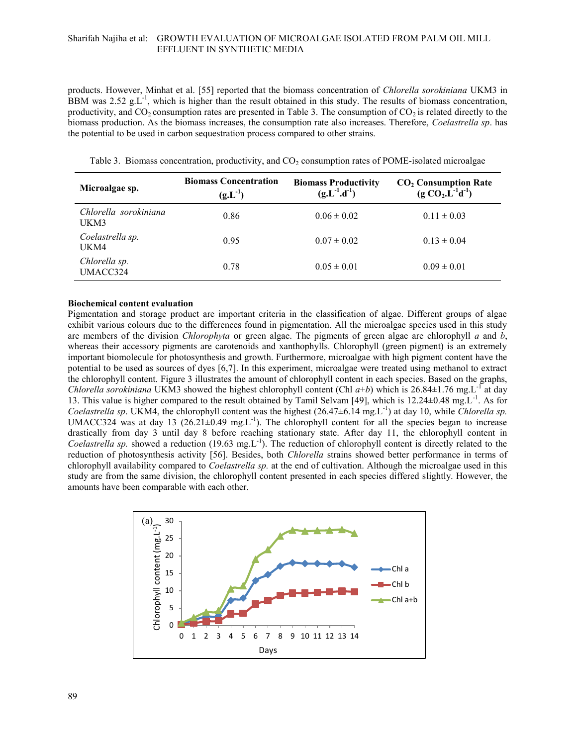products. However, Minhat et al. [55] reported that the biomass concentration of *Chlorella sorokiniana* UKM3 in BBM was 2.52 $g.L^{-1}$, which is higher than the result obtained in this study. The results of biomass concentration, productivity, and $CO_2$ consumption rates are presented in Table 3. The consumption of $CO_2$ is related directly to the biomass production. As the biomass increases, the consumption rate also increases. Therefore, *Coelastrella sp*. has the potential to be used in carbon sequestration process compared to other strains.

Table 3. Biomass concentration, productivity, and $CO_2$ consumption rates of POME-isolated microalgae

| Microalgae sp. | Biomass Concentration ($g.L^{-1}$) | Biomass Productivity ($g.L^{-1}.d^{-1}$) | $CO_2$ Consumption Rate ($g\ CO_2.L^{-1}d^{-1}$) |
|---|---|---|---|
| *Chlorella sorokiniana* UKM3 | 0.86 | 0.06 ± 0.02 | 0.11 ± 0.03 |
| *Coelastrella sp.* UKM4 | 0.95 | 0.07 ± 0.02 | 0.13 ± 0.04 |
| *Chlorella sp.* UMACC324 | 0.78 | 0.05 ± 0.01 | 0.09 ± 0.01 |

**Biochemical content evaluation**

Pigmentation and storage product are important criteria in the classification of algae. Different groups of algae exhibit various colours due to the differences found in pigmentation. All the microalgae species used in this study are members of the division *Chlorophyta* or green algae. The pigments of green algae are chlorophyll *a* and *b*, whereas their accessory pigments are carotenoids and xanthophylls. Chlorophyll (green pigment) is an extremely important biomolecule for photosynthesis and growth. Furthermore, microalgae with high pigment content have the potential to be used as sources of dyes [6,7]. In this experiment, microalgae were treated using methanol to extract the chlorophyll content. Figure 3 illustrates the amount of chlorophyll content in each species. Based on the graphs, *Chlorella sorokiniana* UKM3 showed the highest chlorophyll content (Chl *a+b*) which is 26.84±1.76 $mg.L^{-1}$ at day 13. This value is higher compared to the result obtained by Tamil Selvam [49], which is 12.24±0.48 $mg.L^{-1}$. As for *Coelastrella sp*. UKM4, the chlorophyll content was the highest (26.47±6.14 $mg.L^{-1}$) at day 10, while *Chlorella sp.* UMACC324 was at day 13 (26.21±0.49 $mg.L^{-1}$). The chlorophyll content for all the species began to increase drastically from day 3 until day 8 before reaching stationary state. After day 11, the chlorophyll content in *Coelastrella sp.* showed a reduction (19.63 $mg.L^{-1}$). The reduction of chlorophyll content is directly related to the reduction of photosynthesis activity [56]. Besides, both *Chlorella* strains showed better performance in terms of chlorophyll availability compared to *Coelastrella sp.* at the end of cultivation. Although the microalgae used in this study are from the same division, the chlorophyll content presented in each species differed slightly. However, the amounts have been comparable with each other.

(a)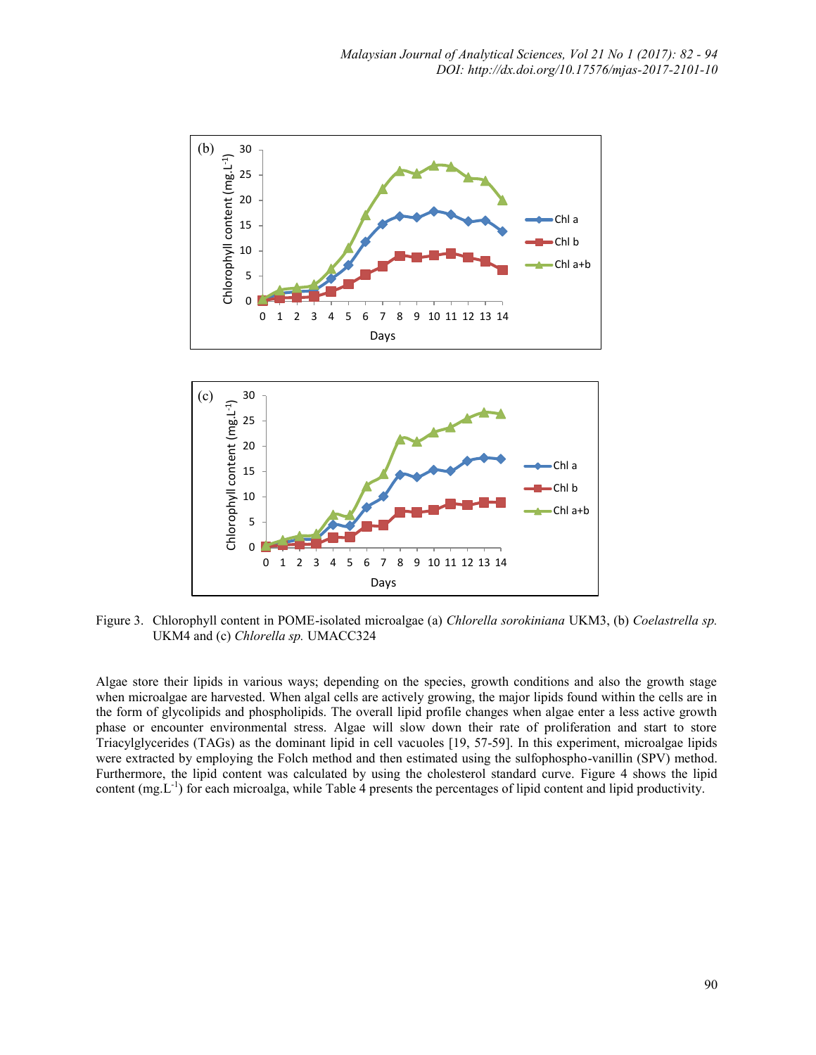Figure 3. Chlorophyll content in POME-isolated microalgae (a) *Chlorella sorokiniana* UKM3, (b) *Coelastrella sp.* UKM4 and (c) *Chlorella sp.* UMACC324

Algae store their lipids in various ways; depending on the species, growth conditions and also the growth stage when microalgae are harvested. When algal cells are actively growing, the major lipids found within the cells are in the form of glycolipids and phospholipids. The overall lipid profile changes when algae enter a less active growth phase or encounter environmental stress. Algae will slow down their rate of proliferation and start to store Triacylglycerides (TAGs) as the dominant lipid in cell vacuoles [19, 57-59]. In this experiment, microalgae lipids were extracted by employing the Folch method and then estimated using the sulfophospho-vanillin (SPV) method. Furthermore, the lipid content was calculated by using the cholesterol standard curve. Figure 4 shows the lipid content (mg.L$^{-1}$) for each microalga, while Table 4 presents the percentages of lipid content and lipid productivity.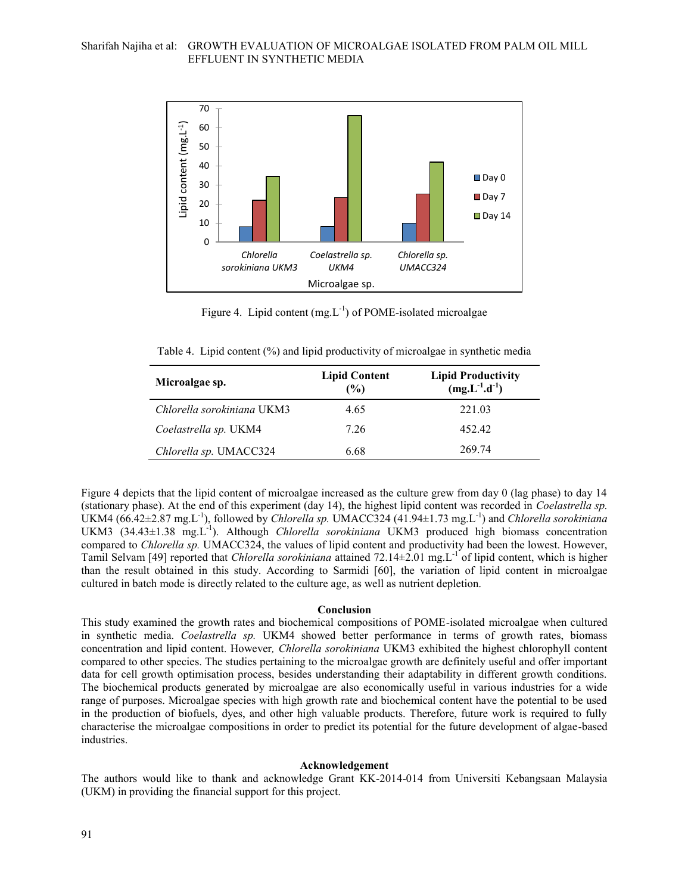Figure 4. Lipid content (mg.$L^{-1}$) of POME-isolated microalgae

Table 4. Lipid content (%) and lipid productivity of microalgae in synthetic media

| Microalgae sp. | Lipid Content (%) | Lipid Productivity (mg.$L^{-1}$.$d^{-1}$) |
|---|---|---|
| *Chlorella sorokiniana* UKM3 | 4.65 | 221.03 |
| *Coelastrella sp.* UKM4 | 7.26 | 452.42 |
| *Chlorella sp.* UMACC324 | 6.68 | 269.74 |

Figure 4 depicts that the lipid content of microalgae increased as the culture grew from day 0 (lag phase) to day 14 (stationary phase). At the end of this experiment (day 14), the highest lipid content was recorded in *Coelastrella sp.* UKM4 (66.42±2.87 mg.$L^{-1}$), followed by *Chlorella sp.* UMACC324 (41.94±1.73 mg.$L^{-1}$) and *Chlorella sorokiniana* UKM3 (34.43±1.38 mg.$L^{-1}$). Although *Chlorella sorokiniana* UKM3 produced high biomass concentration compared to *Chlorella sp.* UMACC324, the values of lipid content and productivity had been the lowest. However, Tamil Selvam [49] reported that *Chlorella sorokiniana* attained 72.14±2.01 mg.$L^{-1}$ of lipid content, which is higher than the result obtained in this study. According to Sarmidi [60], the variation of lipid content in microalgae cultured in batch mode is directly related to the culture age, as well as nutrient depletion.

## Conclusion

This study examined the growth rates and biochemical compositions of POME-isolated microalgae when cultured in synthetic media. *Coelastrella sp.* UKM4 showed better performance in terms of growth rates, biomass concentration and lipid content. However, *Chlorella sorokiniana* UKM3 exhibited the highest chlorophyll content compared to other species. The studies pertaining to the microalgae growth are definitely useful and offer important data for cell growth optimisation process, besides understanding their adaptability in different growth conditions. The biochemical products generated by microalgae are also economically useful in various industries for a wide range of purposes. Microalgae species with high growth rate and biochemical content have the potential to be used in the production of biofuels, dyes, and other high valuable products. Therefore, future work is required to fully characterise the microalgae compositions in order to predict its potential for the future development of algae-based industries.

## Acknowledgement

The authors would like to thank and acknowledge Grant KK-2014-014 from Universiti Kebangsaan Malaysia (UKM) in providing the financial support for this project.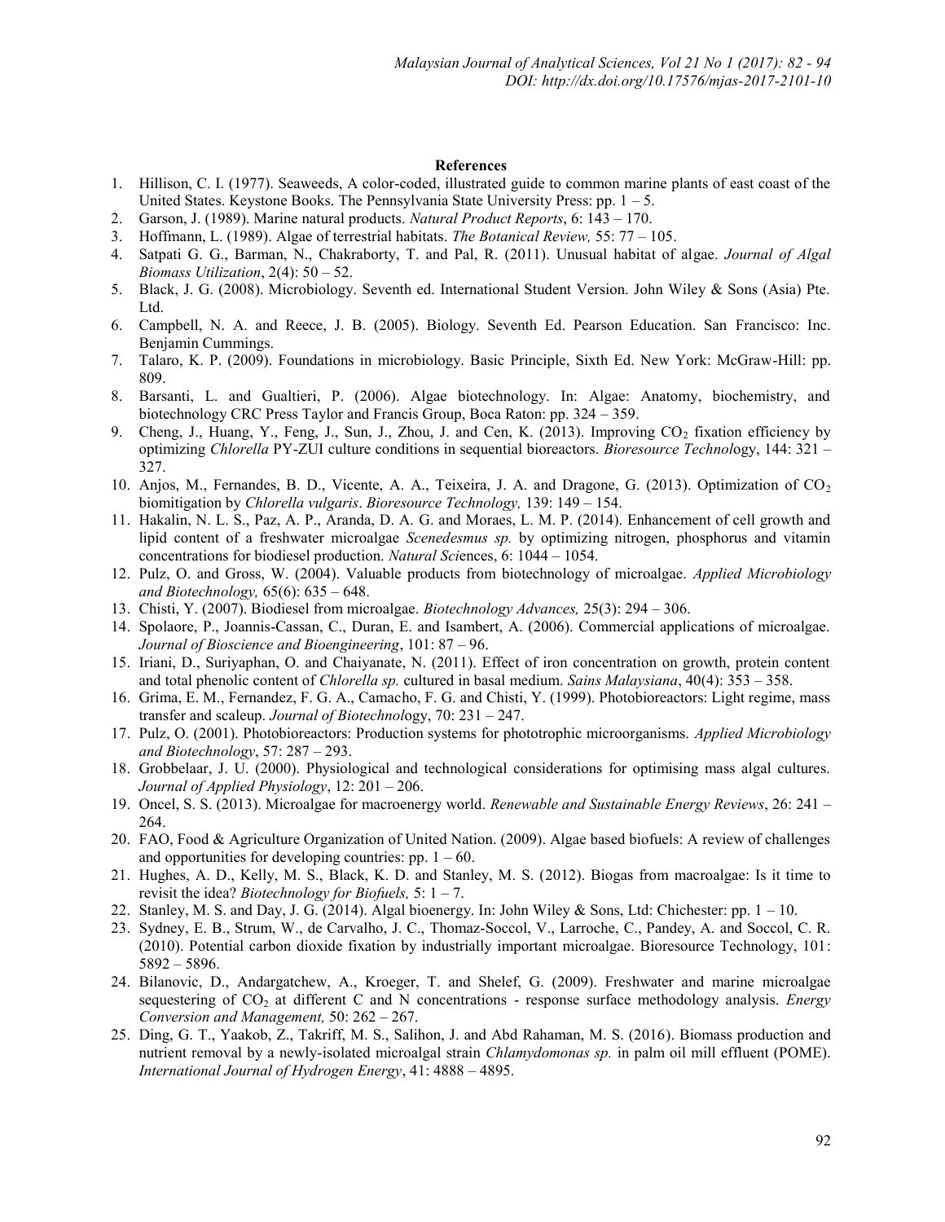**References**

1. Hillison, C. I. (1977). Seaweeds, A color-coded, illustrated guide to common marine plants of east coast of the United States. Keystone Books. The Pennsylvania State University Press: pp. 1 – 5.
2. Garson, J. (1989). Marine natural products. *Natural Product Reports*, 6: 143 – 170.
3. Hoffmann, L. (1989). Algae of terrestrial habitats. *The Botanical Review,* 55: 77 – 105.
4. Satpati G. G., Barman, N., Chakraborty, T. and Pal, R. (2011). Unusual habitat of algae. *Journal of Algal Biomass Utilization*, 2(4): 50 – 52.
5. Black, J. G. (2008). Microbiology. Seventh ed. International Student Version. John Wiley & Sons (Asia) Pte. Ltd.
6. Campbell, N. A. and Reece, J. B. (2005). Biology. Seventh Ed. Pearson Education. San Francisco: Inc. Benjamin Cummings.
7. Talaro, K. P. (2009). Foundations in microbiology. Basic Principle, Sixth Ed. New York: McGraw-Hill: pp. 809.
8. Barsanti, L. and Gualtieri, P. (2006). Algae biotechnology. In: Algae: Anatomy, biochemistry, and biotechnology CRC Press Taylor and Francis Group, Boca Raton: pp. 324 – 359.
9. Cheng, J., Huang, Y., Feng, J., Sun, J., Zhou, J. and Cen, K. (2013). Improving $CO_2$ fixation efficiency by optimizing *Chlorella* PY-ZUI culture conditions in sequential bioreactors. *Bioresource Technol*ogy, 144: 321 – 327.
10. Anjos, M., Fernandes, B. D., Vicente, A. A., Teixeira, J. A. and Dragone, G. (2013). Optimization of $CO_2$ biomitigation by *Chlorella vulgaris*. *Bioresource Technology,* 139: 149 – 154.
11. Hakalin, N. L. S., Paz, A. P., Aranda, D. A. G. and Moraes, L. M. P. (2014). Enhancement of cell growth and lipid content of a freshwater microalgae *Scenedesmus sp.* by optimizing nitrogen, phosphorus and vitamin concentrations for biodiesel production. *Natural Sci*ences, 6: 1044 – 1054.
12. Pulz, O. and Gross, W. (2004). Valuable products from biotechnology of microalgae. *Applied Microbiology and Biotechnology,* 65(6): 635 – 648.
13. Chisti, Y. (2007). Biodiesel from microalgae. *Biotechnology Advances,* 25(3): 294 – 306.
14. Spolaore, P., Joannis-Cassan, C., Duran, E. and Isambert, A. (2006). Commercial applications of microalgae. *Journal of Bioscience and Bioengineering*, 101: 87 – 96.
15. Iriani, D., Suriyaphan, O. and Chaiyanate, N. (2011). Effect of iron concentration on growth, protein content and total phenolic content of *Chlorella sp.* cultured in basal medium. *Sains Malaysiana*, 40(4): 353 – 358.
16. Grima, E. M., Fernandez, F. G. A., Camacho, F. G. and Chisti, Y. (1999). Photobioreactors: Light regime, mass transfer and scaleup. *Journal of Biotechnol*ogy, 70: 231 – 247.
17. Pulz, O. (2001). Photobioreactors: Production systems for phototrophic microorganisms. *Applied Microbiology and Biotechnology*, 57: 287 – 293.
18. Grobbelaar, J. U. (2000). Physiological and technological considerations for optimising mass algal cultures. *Journal of Applied Physiology*, 12: 201 – 206.
19. Oncel, S. S. (2013). Microalgae for macroenergy world. *Renewable and Sustainable Energy Reviews*, 26: 241 – 264.
20. FAO, Food & Agriculture Organization of United Nation. (2009). Algae based biofuels: A review of challenges and opportunities for developing countries: pp. 1 – 60.
21. Hughes, A. D., Kelly, M. S., Black, K. D. and Stanley, M. S. (2012). Biogas from macroalgae: Is it time to revisit the idea? *Biotechnology for Biofuels,* 5: 1 – 7.
22. Stanley, M. S. and Day, J. G. (2014). Algal bioenergy. In: John Wiley & Sons, Ltd: Chichester: pp. 1 – 10.
23. Sydney, E. B., Strum, W., de Carvalho, J. C., Thomaz-Soccol, V., Larroche, C., Pandey, A. and Soccol, C. R. (2010). Potential carbon dioxide fixation by industrially important microalgae. Bioresource Technology, 101: 5892 – 5896.
24. Bilanovic, D., Andargatchew, A., Kroeger, T. and Shelef, G. (2009). Freshwater and marine microalgae sequestering of $CO_2$ at different C and N concentrations - response surface methodology analysis. *Energy Conversion and Management,* 50: 262 – 267.
25. Ding, G. T., Yaakob, Z., Takriff, M. S., Salihon, J. and Abd Rahaman, M. S. (2016). Biomass production and nutrient removal by a newly-isolated microalgal strain *Chlamydomonas sp.* in palm oil mill effluent (POME). *International Journal of Hydrogen Energy*, 41: 4888 – 4895.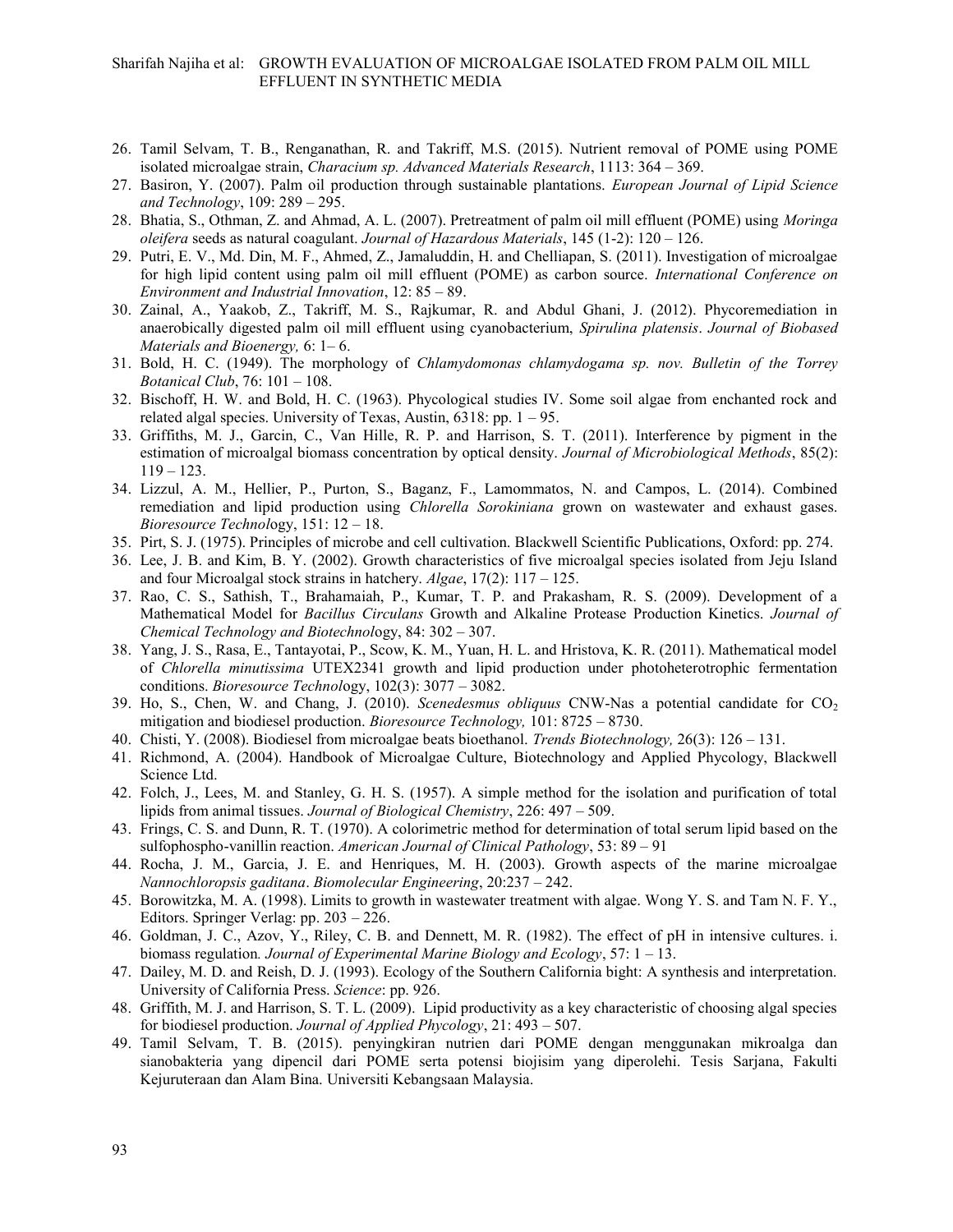26. Tamil Selvam, T. B., Renganathan, R. and Takriff, M.S. (2015). Nutrient removal of POME using POME isolated microalgae strain, *Characium sp. Advanced Materials Research*, 1113: 364 – 369.
27. Basiron, Y. (2007). Palm oil production through sustainable plantations. *European Journal of Lipid Science and Technology*, 109: 289 – 295.
28. Bhatia, S., Othman, Z. and Ahmad, A. L. (2007). Pretreatment of palm oil mill effluent (POME) using *Moringa oleifera* seeds as natural coagulant. *Journal of Hazardous Materials*, 145 (1-2): 120 – 126.
29. Putri, E. V., Md. Din, M. F., Ahmed, Z., Jamaluddin, H. and Chelliapan, S. (2011). Investigation of microalgae for high lipid content using palm oil mill effluent (POME) as carbon source. *International Conference on Environment and Industrial Innovation*, 12: 85 – 89.
30. Zainal, A., Yaakob, Z., Takriff, M. S., Rajkumar, R. and Abdul Ghani, J. (2012). Phycoremediation in anaerobically digested palm oil mill effluent using cyanobacterium, *Spirulina platensis*. *Journal of Biobased Materials and Bioenergy,* 6: 1– 6.
31. Bold, H. C. (1949). The morphology of *Chlamydomonas chlamydogama sp. nov. Bulletin of the Torrey Botanical Club*, 76: 101 – 108.
32. Bischoff, H. W. and Bold, H. C. (1963). Phycological studies IV. Some soil algae from enchanted rock and related algal species. University of Texas, Austin, 6318: pp. 1 – 95.
33. Griffiths, M. J., Garcin, C., Van Hille, R. P. and Harrison, S. T. (2011). Interference by pigment in the estimation of microalgal biomass concentration by optical density. *Journal of Microbiological Methods*, 85(2): 119 – 123.
34. Lizzul, A. M., Hellier, P., Purton, S., Baganz, F., Lamommatos, N. and Campos, L. (2014). Combined remediation and lipid production using *Chlorella Sorokiniana* grown on wastewater and exhaust gases. *Bioresource Technol*ogy, 151: 12 – 18.
35. Pirt, S. J. (1975). Principles of microbe and cell cultivation. Blackwell Scientific Publications, Oxford: pp. 274.
36. Lee, J. B. and Kim, B. Y. (2002). Growth characteristics of five microalgal species isolated from Jeju Island and four Microalgal stock strains in hatchery. *Algae*, 17(2): 117 – 125.
37. Rao, C. S., Sathish, T., Brahamaiah, P., Kumar, T. P. and Prakasham, R. S. (2009). Development of a Mathematical Model for *Bacillus Circulans* Growth and Alkaline Protease Production Kinetics. *Journal of Chemical Technology and Biotechnol*ogy, 84: 302 – 307.
38. Yang, J. S., Rasa, E., Tantayotai, P., Scow, K. M., Yuan, H. L. and Hristova, K. R. (2011). Mathematical model of *Chlorella minutissima* UTEX2341 growth and lipid production under photoheterotrophic fermentation conditions. *Bioresource Technol*ogy, 102(3): 3077 – 3082.
39. Ho, S., Chen, W. and Chang, J. (2010). *Scenedesmus obliquus* CNW-Nas a potential candidate for $CO_2$ mitigation and biodiesel production. *Bioresource Technology,* 101: 8725 – 8730.
40. Chisti, Y. (2008). Biodiesel from microalgae beats bioethanol. *Trends Biotechnology,* 26(3): 126 – 131.
41. Richmond, A. (2004). Handbook of Microalgae Culture, Biotechnology and Applied Phycology, Blackwell Science Ltd.
42. Folch, J., Lees, M. and Stanley, G. H. S. (1957). A simple method for the isolation and purification of total lipids from animal tissues. *Journal of Biological Chemistry*, 226: 497 – 509.
43. Frings, C. S. and Dunn, R. T. (1970). A colorimetric method for determination of total serum lipid based on the sulfophospho-vanillin reaction. *American Journal of Clinical Pathology*, 53: 89 – 91
44. Rocha, J. M., Garcia, J. E. and Henriques, M. H. (2003). Growth aspects of the marine microalgae *Nannochloropsis gaditana*. *Biomolecular Engineering*, 20:237 – 242.
45. Borowitzka, M. A. (1998). Limits to growth in wastewater treatment with algae. Wong Y. S. and Tam N. F. Y., Editors. Springer Verlag: pp. 203 – 226.
46. Goldman, J. C., Azov, Y., Riley, C. B. and Dennett, M. R. (1982). The effect of pH in intensive cultures. i. biomass regulation*. Journal of Experimental Marine Biology and Ecology*, 57: 1 – 13.
47. Dailey, M. D. and Reish, D. J. (1993). Ecology of the Southern California bight: A synthesis and interpretation. University of California Press. *Science*: pp. 926.
48. Griffith, M. J. and Harrison, S. T. L. (2009). Lipid productivity as a key characteristic of choosing algal species for biodiesel production. *Journal of Applied Phycology*, 21: 493 – 507.
49. Tamil Selvam, T. B. (2015). penyingkiran nutrien dari POME dengan menggunakan mikroalga dan sianobakteria yang dipencil dari POME serta potensi biojisim yang diperolehi. Tesis Sarjana, Fakulti Kejuruteraan dan Alam Bina. Universiti Kebangsaan Malaysia.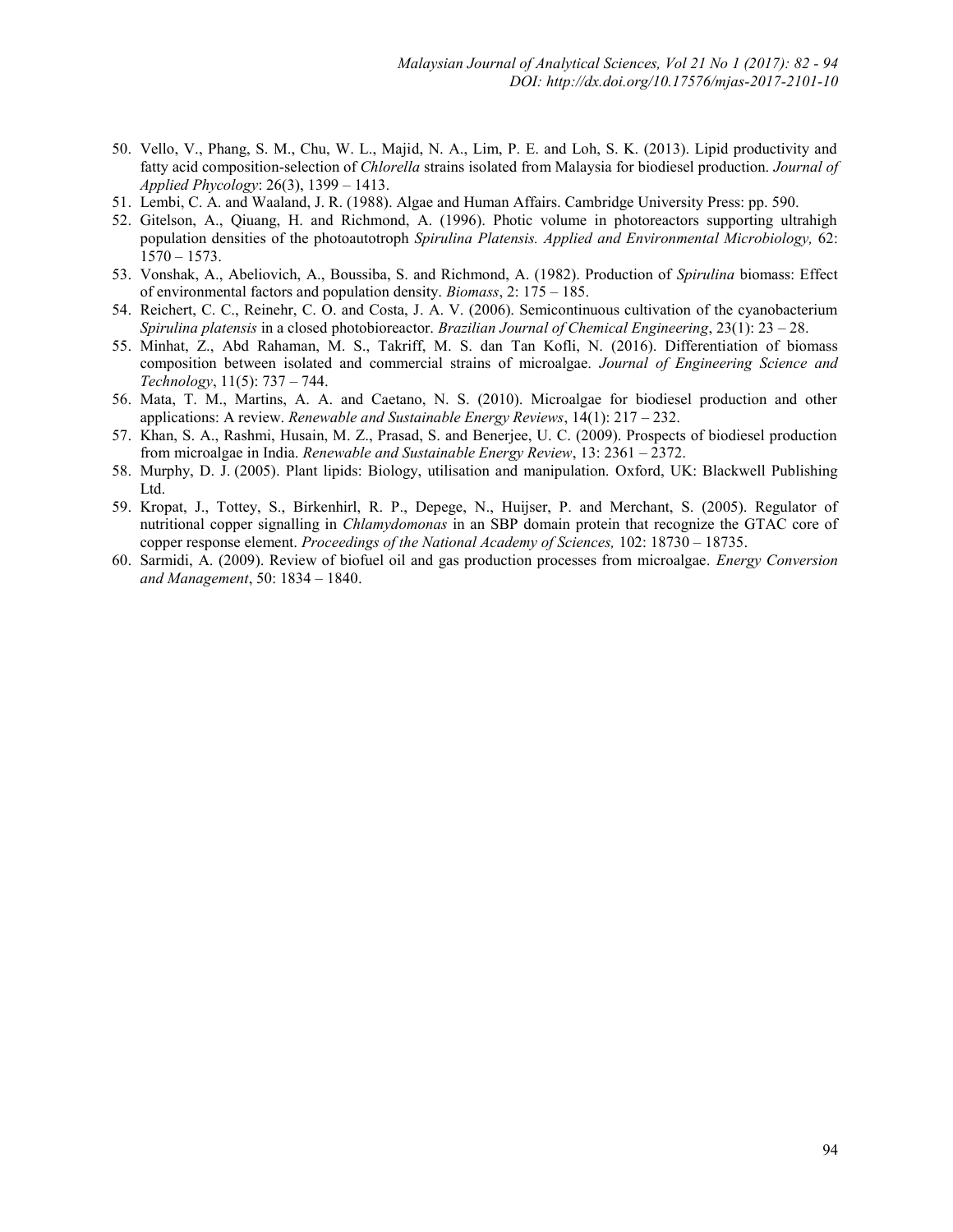50. Vello, V., Phang, S. M., Chu, W. L., Majid, N. A., Lim, P. E. and Loh, S. K. (2013). Lipid productivity and fatty acid composition-selection of *Chlorella* strains isolated from Malaysia for biodiesel production. *Journal of Applied Phycology*: 26(3), 1399 – 1413.
51. Lembi, C. A. and Waaland, J. R. (1988). Algae and Human Affairs. Cambridge University Press: pp. 590.
52. Gitelson, A., Qiuang, H. and Richmond, A. (1996). Photic volume in photoreactors supporting ultrahigh population densities of the photoautotroph *Spirulina Platensis. Applied and Environmental Microbiology,* 62: 1570 – 1573.
53. Vonshak, A., Abeliovich, A., Boussiba, S. and Richmond, A. (1982). Production of *Spirulina* biomass: Effect of environmental factors and population density. *Biomass*, 2: 175 – 185.
54. Reichert, C. C., Reinehr, C. O. and Costa, J. A. V. (2006). Semicontinuous cultivation of the cyanobacterium *Spirulina platensis* in a closed photobioreactor. *Brazilian Journal of Chemical Engineering*, 23(1): 23 – 28.
55. Minhat, Z., Abd Rahaman, M. S., Takriff, M. S. dan Tan Kofli, N. (2016). Differentiation of biomass composition between isolated and commercial strains of microalgae. *Journal of Engineering Science and Technology*, 11(5): 737 – 744.
56. Mata, T. M., Martins, A. A. and Caetano, N. S. (2010). Microalgae for biodiesel production and other applications: A review. *Renewable and Sustainable Energy Reviews*, 14(1): 217 – 232.
57. Khan, S. A., Rashmi, Husain, M. Z., Prasad, S. and Benerjee, U. C. (2009). Prospects of biodiesel production from microalgae in India. *Renewable and Sustainable Energy Review*, 13: 2361 – 2372.
58. Murphy, D. J. (2005). Plant lipids: Biology, utilisation and manipulation. Oxford, UK: Blackwell Publishing Ltd.
59. Kropat, J., Tottey, S., Birkenhirl, R. P., Depege, N., Huijser, P. and Merchant, S. (2005). Regulator of nutritional copper signalling in *Chlamydomonas* in an SBP domain protein that recognize the GTAC core of copper response element. *Proceedings of the National Academy of Sciences,* 102: 18730 – 18735.
60. Sarmidi, A. (2009). Review of biofuel oil and gas production processes from microalgae. *Energy Conversion and Management*, 50: 1834 – 1840.